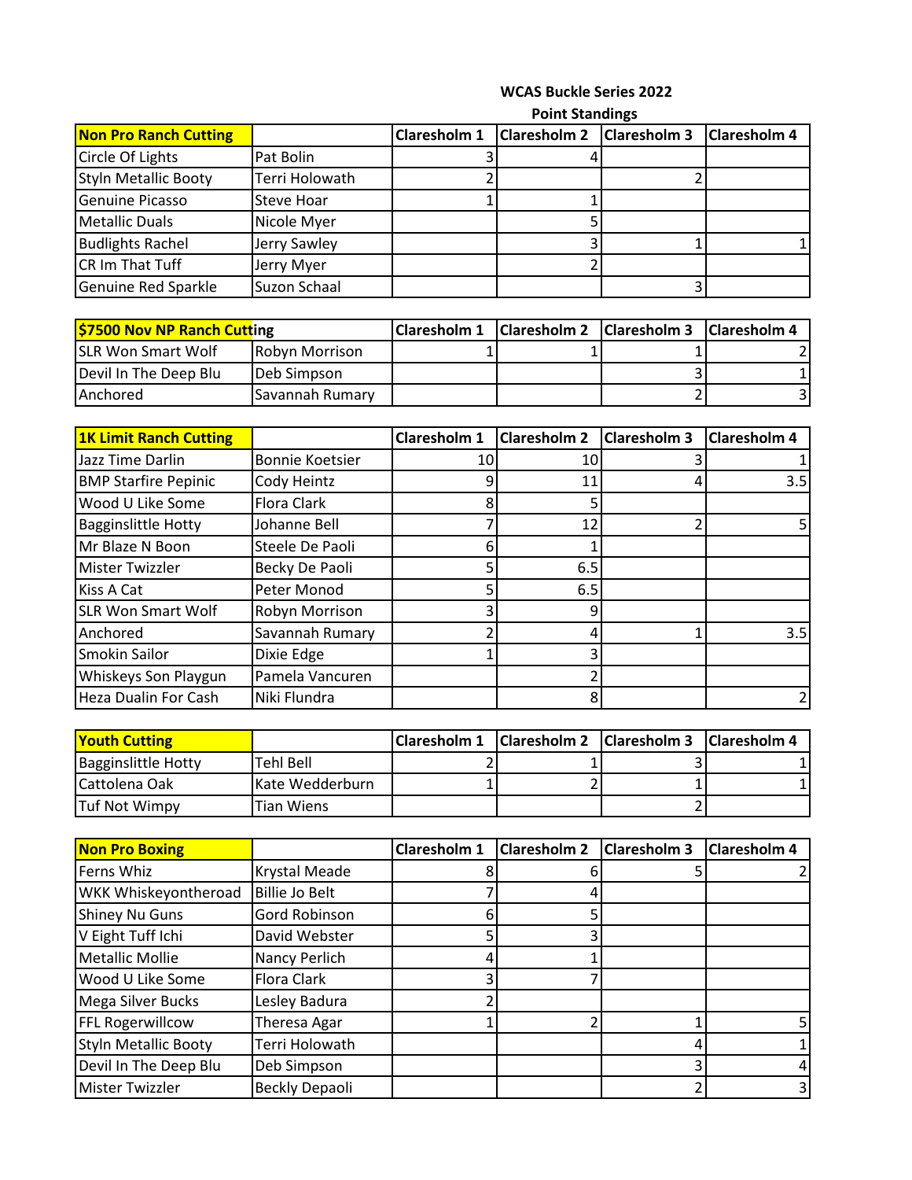**WCAS Buckle Series 2022**

**Point Standings**

| Non Pro Ranch Cutting | | Claresholm 1 | Claresholm 2 | Claresholm 3 | Claresholm 4 |
|---|---|---|---|---|---|
| Circle Of Lights | Pat Bolin | 3 | 4 | | |
| Styln Metallic Booty | Terri Holowath | 2 | | 2 | |
| Genuine Picasso | Steve Hoar | 1 | 1 | | |
| Metallic Duals | Nicole Myer | | 5 | | |
| Budlights Rachel | Jerry Sawley | | 3 | 1 | 1 |
| CR Im That Tuff | Jerry Myer | | 2 | | |
| Genuine Red Sparkle | Suzon Schaal | | | 3 | |

| $7500 Nov NP Ranch Cutting | | Claresholm 1 | Claresholm 2 | Claresholm 3 | Claresholm 4 |
|---|---|---|---|---|---|
| SLR Won Smart Wolf | Robyn Morrison | 1 | 1 | 1 | 2 |
| Devil In The Deep Blu | Deb Simpson | | | 3 | 1 |
| Anchored | Savannah Rumary | | | 2 | 3 |

| 1K Limit Ranch Cutting | | Claresholm 1 | Claresholm 2 | Claresholm 3 | Claresholm 4 |
|---|---|---|---|---|---|
| Jazz Time Darlin | Bonnie Koetsier | 10 | 10 | 3 | 1 |
| BMP Starfire Pepinic | Cody Heintz | 9 | 11 | 4 | 3.5 |
| Wood U Like Some | Flora Clark | 8 | 5 | | |
| Bagginslittle Hotty | Johanne Bell | 7 | 12 | 2 | 5 |
| Mr Blaze N Boon | Steele De Paoli | 6 | 1 | | |
| Mister Twizzler | Becky De Paoli | 5 | 6.5 | | |
| Kiss A Cat | Peter Monod | 5 | 6.5 | | |
| SLR Won Smart Wolf | Robyn Morrison | 3 | 9 | | |
| Anchored | Savannah Rumary | 2 | 4 | 1 | 3.5 |
| Smokin Sailor | Dixie Edge | 1 | 3 | | |
| Whiskeys Son Playgun | Pamela Vancuren | | 2 | | |
| Heza Dualin For Cash | Niki Flundra | | 8 | | 2 |

| Youth Cutting | | Claresholm 1 | Claresholm 2 | Claresholm 3 | Claresholm 4 |
|---|---|---|---|---|---|
| Bagginslittle Hotty | Tehl Bell | 2 | 1 | 3 | 1 |
| Cattolena Oak | Kate Wedderburn | 1 | 2 | 1 | 1 |
| Tuf Not Wimpy | Tian Wiens | | | 2 | |

| Non Pro Boxing | | Claresholm 1 | Claresholm 2 | Claresholm 3 | Claresholm 4 |
|---|---|---|---|---|---|
| Ferns Whiz | Krystal Meade | 8 | 6 | 5 | 2 |
| WKK Whiskeyontheroad | Billie Jo Belt | 7 | 4 | | |
| Shiney Nu Guns | Gord Robinson | 6 | 5 | | |
| V Eight Tuff Ichi | David Webster | 5 | 3 | | |
| Metallic Mollie | Nancy Perlich | 4 | 1 | | |
| Wood U Like Some | Flora Clark | 3 | 7 | | |
| Mega Silver Bucks | Lesley Badura | 2 | | | |
| FFL Rogerwillcow | Theresa Agar | 1 | 2 | 1 | 5 |
| Styln Metallic Booty | Terri Holowath | | | 4 | 1 |
| Devil In The Deep Blu | Deb Simpson | | | 3 | 4 |
| Mister Twizzler | Beckly Depaoli | | | 2 | 3 |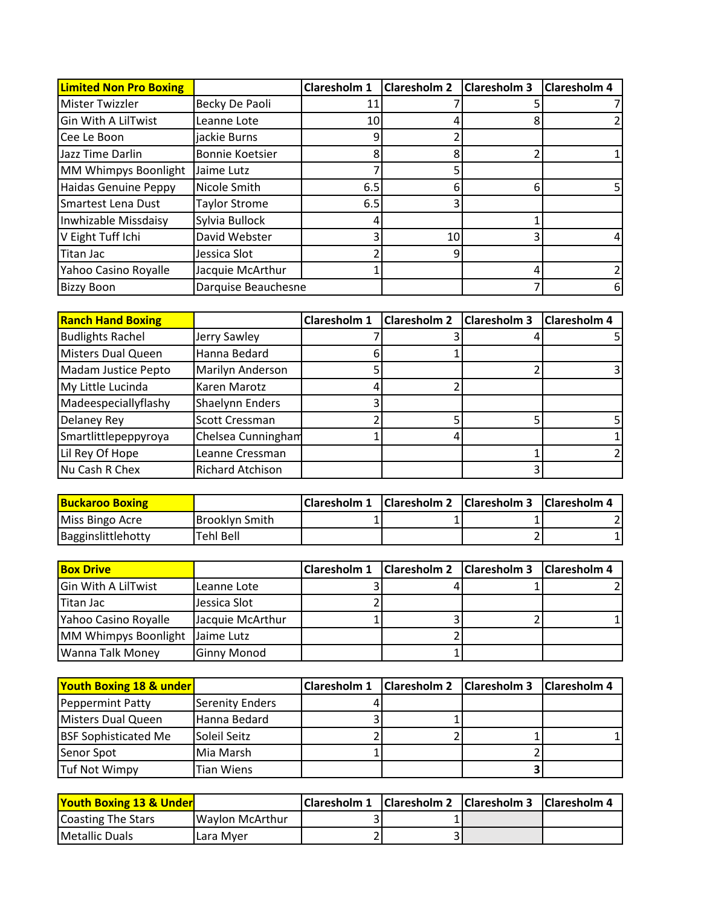| Limited Non Pro Boxing | | Claresholm 1 | Claresholm 2 | Claresholm 3 | Claresholm 4 |
|---|---|---|---|---|---|
| Mister Twizzler | Becky De Paoli | 11 | 7 | 5 | 7 |
| Gin With A LilTwist | Leanne Lote | 10 | 4 | 8 | 2 |
| Cee Le Boon | jackie Burns | 9 | 2 | | |
| Jazz Time Darlin | Bonnie Koetsier | 8 | 8 | 2 | 1 |
| MM Whimpys Boonlight | Jaime Lutz | 7 | 5 | | |
| Haidas Genuine Peppy | Nicole Smith | 6.5 | 6 | 6 | 5 |
| Smartest Lena Dust | Taylor Strome | 6.5 | 3 | | |
| Inwhizable Missdaisy | Sylvia Bullock | 4 | | 1 | |
| V Eight Tuff Ichi | David Webster | 3 | 10 | 3 | 4 |
| Titan Jac | Jessica Slot | 2 | 9 | | |
| Yahoo Casino Royalle | Jacquie McArthur | 1 | | 4 | 2 |
| Bizzy Boon | Darquise Beauchesne | | | 7 | 6 |

| Ranch Hand Boxing | | Claresholm 1 | Claresholm 2 | Claresholm 3 | Claresholm 4 |
|---|---|---|---|---|---|
| Budlights Rachel | Jerry Sawley | 7 | 3 | 4 | 5 |
| Misters Dual Queen | Hanna Bedard | 6 | 1 | | |
| Madam Justice Pepto | Marilyn Anderson | 5 | | 2 | 3 |
| My Little Lucinda | Karen Marotz | 4 | 2 | | |
| Madeespeciallyflashy | Shaelynn Enders | 3 | | | |
| Delaney Rey | Scott Cressman | 2 | 5 | 5 | 5 |
| Smartlittlepeppyroya | Chelsea Cunningham | 1 | 4 | | 1 |
| Lil Rey Of Hope | Leanne Cressman | | | 1 | 2 |
| Nu Cash R Chex | Richard Atchison | | | 3 | |

| Buckaroo Boxing | | Claresholm 1 | Claresholm 2 | Claresholm 3 | Claresholm 4 |
|---|---|---|---|---|---|
| Miss Bingo Acre | Brooklyn Smith | 1 | 1 | 1 | 2 |
| Bagginslittlehotty | Tehl Bell | | | 2 | 1 |

| Box Drive | | Claresholm 1 | Claresholm 2 | Claresholm 3 | Claresholm 4 |
|---|---|---|---|---|---|
| Gin With A LilTwist | Leanne Lote | 3 | 4 | 1 | 2 |
| Titan Jac | Jessica Slot | 2 | | | |
| Yahoo Casino Royalle | Jacquie McArthur | 1 | 3 | 2 | 1 |
| MM Whimpys Boonlight | Jaime Lutz | | 2 | | |
| Wanna Talk Money | Ginny Monod | | 1 | | |

| Youth Boxing 18 & under | | Claresholm 1 | Claresholm 2 | Claresholm 3 | Claresholm 4 |
|---|---|---|---|---|---|
| Peppermint Patty | Serenity Enders | 4 | | | |
| Misters Dual Queen | Hanna Bedard | 3 | 1 | | |
| BSF Sophisticated Me | Soleil Seitz | 2 | 2 | 1 | 1 |
| Senor Spot | Mia Marsh | 1 | | 2 | |
| Tuf Not Wimpy | Tian Wiens | | | **3** | |

| Youth Boxing 13 & Under | | Claresholm 1 | Claresholm 2 | Claresholm 3 | Claresholm 4 |
|---|---|---|---|---|---|
| Coasting The Stars | Waylon McArthur | 3 | 1 | | |
| Metallic Duals | Lara Myer | 2 | 3 | | |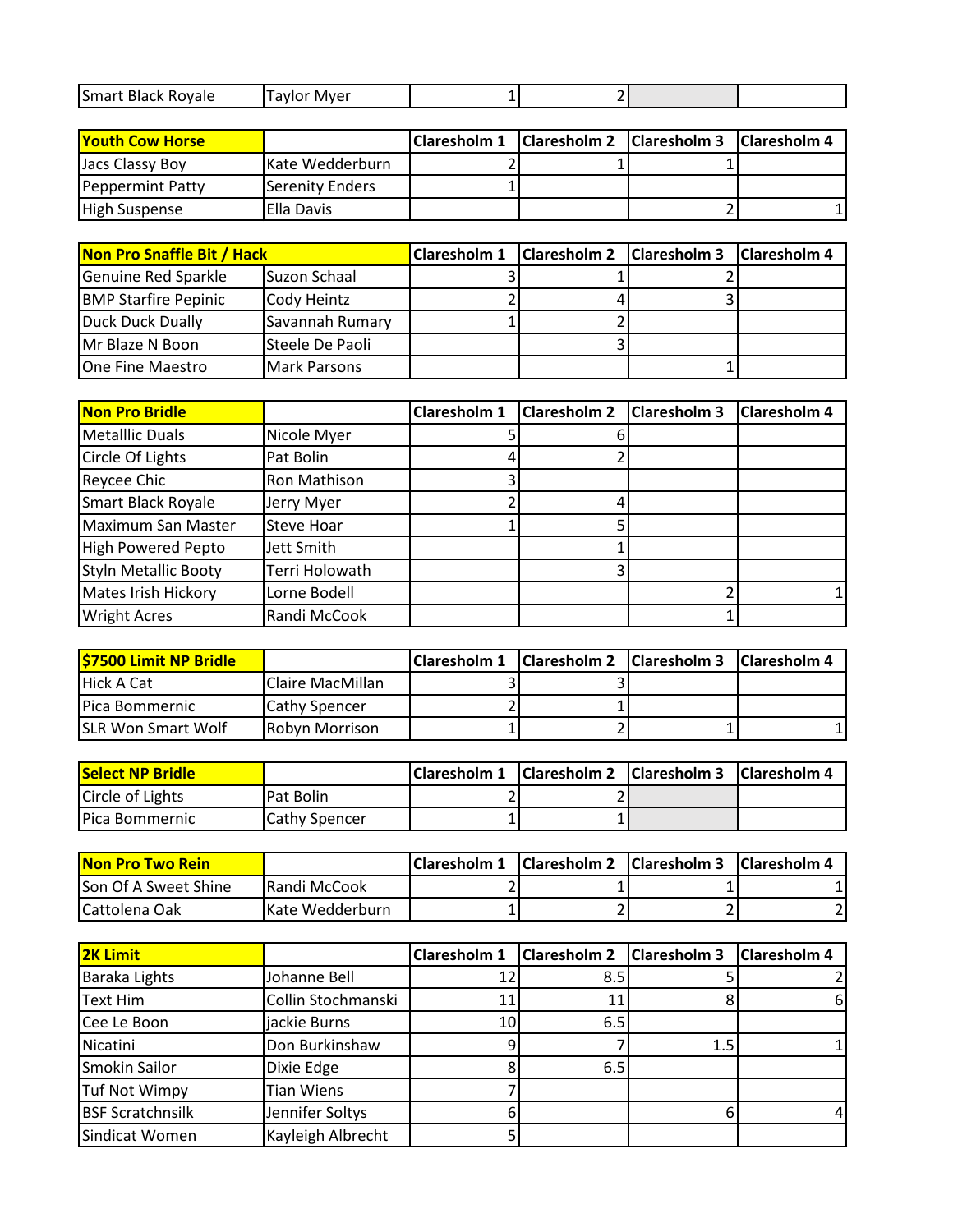| | | | | | |
|---|---|---|---|---|---|
| Smart Black Royale | Taylor Myer | 1 | 2 | | |

| Youth Cow Horse | | Claresholm 1 | Claresholm 2 | Claresholm 3 | Claresholm 4 |
|---|---|---|---|---|---|
| Jacs Classy Boy | Kate Wedderburn | 2 | 1 | 1 | |
| Peppermint Patty | Serenity Enders | 1 | | | |
| High Suspense | Ella Davis | | | 2 | 1 |

| Non Pro Snaffle Bit / Hack | | Claresholm 1 | Claresholm 2 | Claresholm 3 | Claresholm 4 |
|---|---|---|---|---|---|
| Genuine Red Sparkle | Suzon Schaal | 3 | 1 | 2 | |
| BMP Starfire Pepinic | Cody Heintz | 2 | 4 | 3 | |
| Duck Duck Dually | Savannah Rumary | 1 | 2 | | |
| Mr Blaze N Boon | Steele De Paoli | | 3 | | |
| One Fine Maestro | Mark Parsons | | | 1 | |

| Non Pro Bridle | | Claresholm 1 | Claresholm 2 | Claresholm 3 | Claresholm 4 |
|---|---|---|---|---|---|
| Metalllic Duals | Nicole Myer | 5 | 6 | | |
| Circle Of Lights | Pat Bolin | 4 | 2 | | |
| Reycee Chic | Ron Mathison | 3 | | | |
| Smart Black Royale | Jerry Myer | 2 | 4 | | |
| Maximum San Master | Steve Hoar | 1 | 5 | | |
| High Powered Pepto | Jett Smith | | 1 | | |
| Styln Metallic Booty | Terri Holowath | | 3 | | |
| Mates Irish Hickory | Lorne Bodell | | | 2 | 1 |
| Wright Acres | Randi McCook | | | 1 | |

| $7500 Limit NP Bridle | | Claresholm 1 | Claresholm 2 | Claresholm 3 | Claresholm 4 |
|---|---|---|---|---|---|
| Hick A Cat | Claire MacMillan | 3 | 3 | | |
| Pica Bommernic | Cathy Spencer | 2 | 1 | | |
| SLR Won Smart Wolf | Robyn Morrison | 1 | 2 | 1 | 1 |

| Select NP Bridle | | Claresholm 1 | Claresholm 2 | Claresholm 3 | Claresholm 4 |
|---|---|---|---|---|---|
| Circle of Lights | Pat Bolin | 2 | 2 | | |
| Pica Bommernic | Cathy Spencer | 1 | 1 | | |

| Non Pro Two Rein | | Claresholm 1 | Claresholm 2 | Claresholm 3 | Claresholm 4 |
|---|---|---|---|---|---|
| Son Of A Sweet Shine | Randi McCook | 2 | 1 | 1 | 1 |
| Cattolena Oak | Kate Wedderburn | 1 | 2 | 2 | 2 |

| 2K Limit | | Claresholm 1 | Claresholm 2 | Claresholm 3 | Claresholm 4 |
|---|---|---|---|---|---|
| Baraka Lights | Johanne Bell | 12 | 8.5 | 5 | 2 |
| Text Him | Collin Stochmanski | 11 | 11 | 8 | 6 |
| Cee Le Boon | jackie Burns | 10 | 6.5 | | |
| Nicatini | Don Burkinshaw | 9 | 7 | 1.5 | 1 |
| Smokin Sailor | Dixie Edge | 8 | 6.5 | | |
| Tuf Not Wimpy | Tian Wiens | 7 | | | |
| BSF Scratchnsilk | Jennifer Soltys | 6 | | 6 | 4 |
| Sindicat Women | Kayleigh Albrecht | 5 | | | |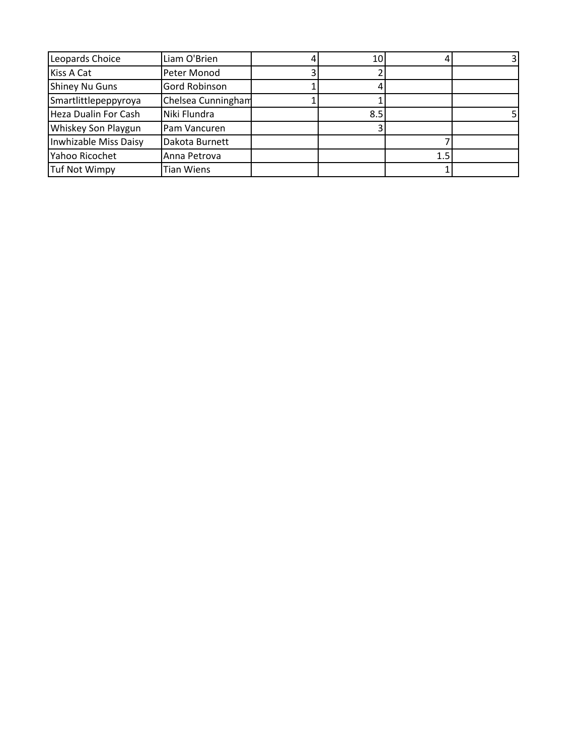| | | | | | |
|---|---|---|---|---|---|
| Leopards Choice | Liam O'Brien | 4 | 10 | 4 | 3 |
| Kiss A Cat | Peter Monod | 3 | 2 | | |
| Shiney Nu Guns | Gord Robinson | 1 | 4 | | |
| Smartlittlepeppyroya | Chelsea Cunningham | 1 | 1 | | |
| Heza Dualin For Cash | Niki Flundra | | 8.5 | | 5 |
| Whiskey Son Playgun | Pam Vancuren | | 3 | | |
| Inwhizable Miss Daisy | Dakota Burnett | | | 7 | |
| Yahoo Ricochet | Anna Petrova | | | 1.5 | |
| Tuf Not Wimpy | Tian Wiens | | | 1 | |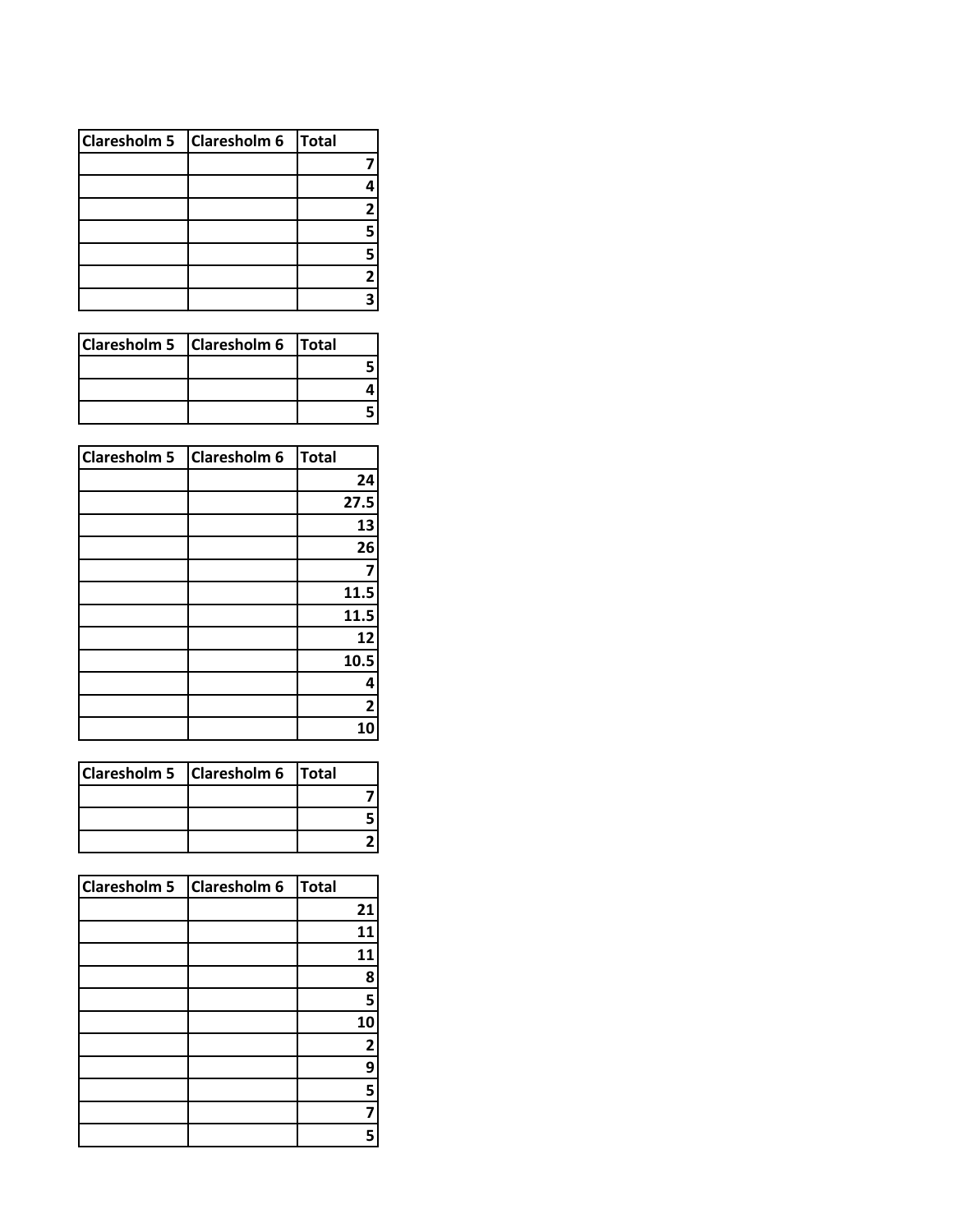| Claresholm 5 | Claresholm 6 | Total |
|---|---|---|
| | | 7 |
| | | 4 |
| | | 2 |
| | | 5 |
| | | 5 |
| | | 2 |
| | | 3 |

| Claresholm 5 | Claresholm 6 | Total |
|---|---|---|
| | | 5 |
| | | 4 |
| | | 5 |

| Claresholm 5 | Claresholm 6 | Total |
|---|---|---|
| | | 24 |
| | | 27.5 |
| | | 13 |
| | | 26 |
| | | 7 |
| | | 11.5 |
| | | 11.5 |
| | | 12 |
| | | 10.5 |
| | | 4 |
| | | 2 |
| | | 10 |

| Claresholm 5 | Claresholm 6 | Total |
|---|---|---|
| | | 7 |
| | | 5 |
| | | 2 |

| Claresholm 5 | Claresholm 6 | Total |
|---|---|---|
| | | 21 |
| | | 11 |
| | | 11 |
| | | 8 |
| | | 5 |
| | | 10 |
| | | 2 |
| | | 9 |
| | | 5 |
| | | 7 |
| | | 5 |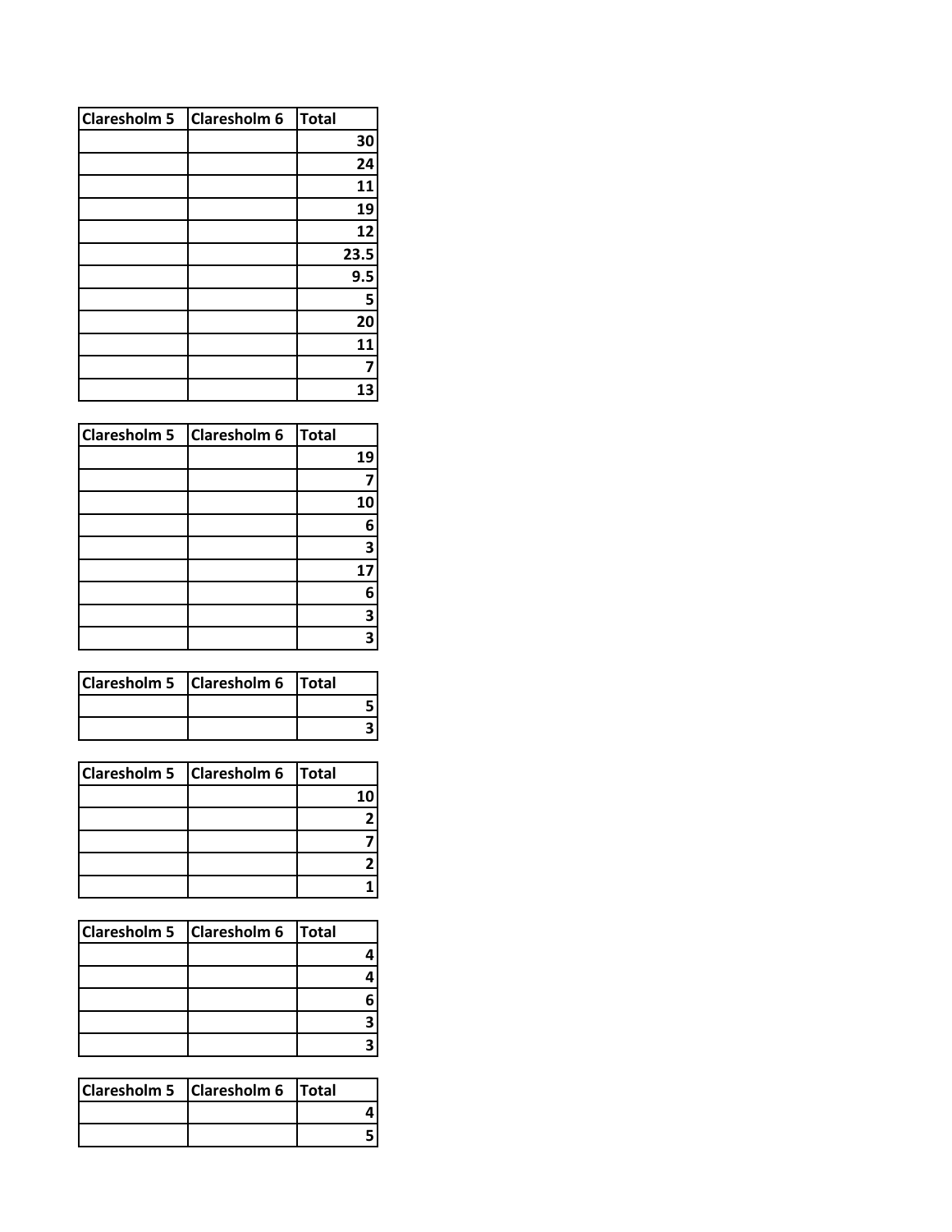| Claresholm 5 | Claresholm 6 | Total |
|---|---|---|
| | | 30 |
| | | 24 |
| | | 11 |
| | | 19 |
| | | 12 |
| | | 23.5 |
| | | 9.5 |
| | | 5 |
| | | 20 |
| | | 11 |
| | | 7 |
| | | 13 |

| Claresholm 5 | Claresholm 6 | Total |
|---|---|---|
| | | 19 |
| | | 7 |
| | | 10 |
| | | 6 |
| | | 3 |
| | | 17 |
| | | 6 |
| | | 3 |
| | | 3 |

| Claresholm 5 | Claresholm 6 | Total |
|---|---|---|
| | | 5 |
| | | 3 |

| Claresholm 5 | Claresholm 6 | Total |
|---|---|---|
| | | 10 |
| | | 2 |
| | | 7 |
| | | 2 |
| | | 1 |

| Claresholm 5 | Claresholm 6 | Total |
|---|---|---|
| | | 4 |
| | | 4 |
| | | 6 |
| | | 3 |
| | | 3 |

| Claresholm 5 | Claresholm 6 | Total |
|---|---|---|
| | | 4 |
| | | 5 |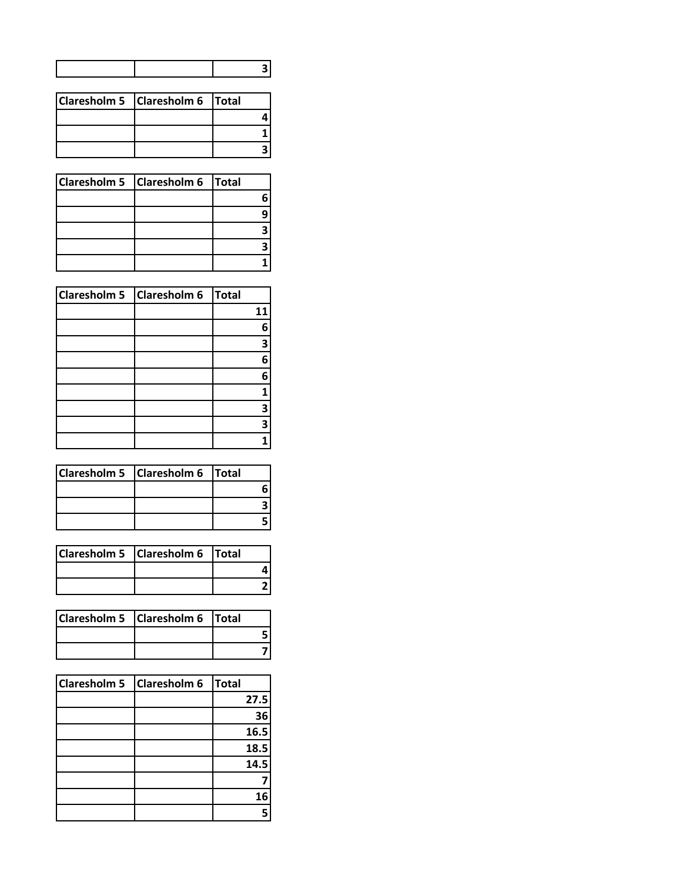| | | |
|---|---|---|
| | | 3 |

| Claresholm 5 | Claresholm 6 | Total |
|---|---|---|
| | | 4 |
| | | 1 |
| | | 3 |

| Claresholm 5 | Claresholm 6 | Total |
|---|---|---|
| | | 6 |
| | | 9 |
| | | 3 |
| | | 3 |
| | | 1 |

| Claresholm 5 | Claresholm 6 | Total |
|---|---|---|
| | | 11 |
| | | 6 |
| | | 3 |
| | | 6 |
| | | 6 |
| | | 1 |
| | | 3 |
| | | 3 |
| | | 1 |

| Claresholm 5 | Claresholm 6 | Total |
|---|---|---|
| | | 6 |
| | | 3 |
| | | 5 |

| Claresholm 5 | Claresholm 6 | Total |
|---|---|---|
| | | 4 |
| | | 2 |

| Claresholm 5 | Claresholm 6 | Total |
|---|---|---|
| | | 5 |
| | | 7 |

| Claresholm 5 | Claresholm 6 | Total |
|---|---|---|
| | | 27.5 |
| | | 36 |
| | | 16.5 |
| | | 18.5 |
| | | 14.5 |
| | | 7 |
| | | 16 |
| | | 5 |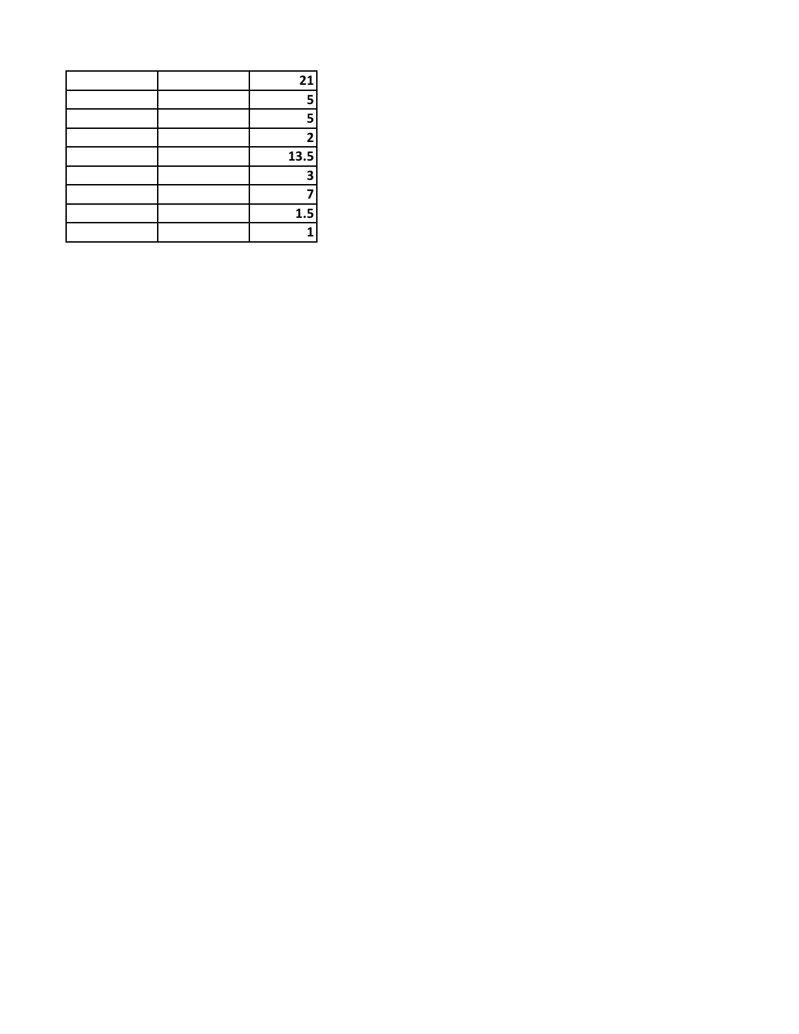| | | |
|---|---|---|
| | | **21** |
| | | **5** |
| | | **5** |
| | | **2** |
| | | **13.5** |
| | | **3** |
| | | **7** |
| | | **1.5** |
| | | **1** |